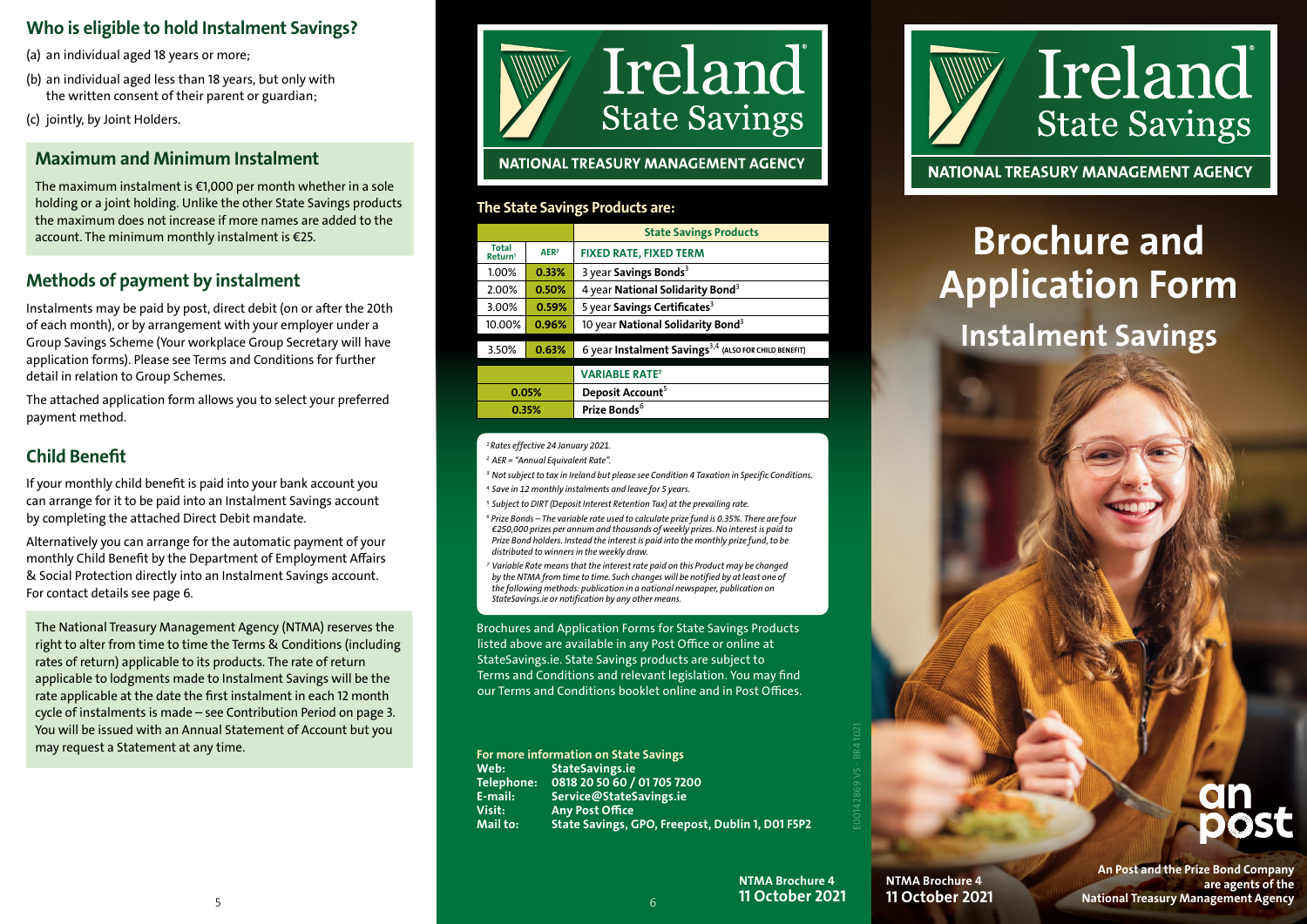## Who is eligible to hold Instalment Savings?

(a) an individual aged 18 years or more;

(b) an individual aged less than 18 years, but only with the written consent of their parent or guardian;

(c) jointly, by Joint Holders.

### Maximum and Minimum Instalment

The maximum instalment is €1,000 per month whether in a sole holding or a joint holding. Unlike the other State Savings products the maximum does not increase if more names are added to the account. The minimum monthly instalment is €25.

## Methods of payment by instalment

Instalments may be paid by post, direct debit (on or after the 20th of each month), or by arrangement with your employer under a Group Savings Scheme (Your workplace Group Secretary will have application forms). Please see Terms and Conditions for further detail in relation to Group Schemes.

The attached application form allows you to select your preferred payment method.

## Child Benefit

If your monthly child benefit is paid into your bank account you can arrange for it to be paid into an Instalment Savings account by completing the attached Direct Debit mandate.

Alternatively you can arrange for the automatic payment of your monthly Child Benefit by the Department of Employment Affairs & Social Protection directly into an Instalment Savings account. For contact details see page 6.

The National Treasury Management Agency (NTMA) reserves the right to alter from time to time the Terms & Conditions (including rates of return) applicable to its products. The rate of return applicable to lodgments made to Instalment Savings will be the rate applicable at the date the first instalment in each 12 month cycle of instalments is made – see Contribution Period on page 3. You will be issued with an Annual Statement of Account but you may request a Statement at any time.

# Ireland State Savings

**NATIONAL TREASURY MANAGEMENT AGENCY**

### The State Savings Products are:

| Total Return[1] | AER[2] | State Savings Products |
|---|---|---|
| | | **FIXED RATE, FIXED TERM** |
| 1.00% | 0.33% | 3 year **Savings Bonds**[3] |
| 2.00% | 0.50% | 4 year **National Solidarity Bond**[3] |
| 3.00% | 0.59% | 5 year **Savings Certificates**[3] |
| 10.00% | 0.96% | 10 year **National Solidarity Bond**[3] |
| 3.50% | 0.63% | 6 year **Instalment Savings**[3,4] (ALSO FOR CHILD BENEFIT) |
| | | **VARIABLE RATE**[7] |
| 0.05% | | **Deposit Account**[5] |
| 0.35% | | **Prize Bonds**[6] |

*[1] Rates effective 24 January 2021.*

*[2] AER = "Annual Equivalent Rate".*

*[3] Not subject to tax in Ireland but please see Condition 4 Taxation in Specific Conditions.*

*[4] Save in 12 monthly instalments and leave for 5 years.*

*[5] Subject to DIRT (Deposit Interest Retention Tax) at the prevailing rate.*

*[6] Prize Bonds – The variable rate used to calculate prize fund is 0.35%. There are four €250,000 prizes per annum and thousands of weekly prizes. No interest is paid to Prize Bond holders. Instead the interest is paid into the monthly prize fund, to be distributed to winners in the weekly draw.*

*[7] Variable Rate means that the interest rate paid on this Product may be changed by the NTMA from time to time. Such changes will be notified by at least one of the following methods: publication in a national newspaper, publication on StateSavings.ie or notification by any other means.*

Brochures and Application Forms for State Savings Products listed above are available in any Post Office or online at StateSavings.ie. State Savings products are subject to Terms and Conditions and relevant legislation. You may find our Terms and Conditions booklet online and in Post Offices.

**For more information on State Savings**

**Web:** StateSavings.ie
**Telephone:** 0818 20 50 60 / 01 705 7200
**E-mail:** Service@StateSavings.ie
**Visit:** Any Post Office
**Mail to:** State Savings, GPO, Freepost, Dublin 1, D01 F5P2

E00142869 V5 - BR41021

**NTMA Brochure 4**
**11 October 2021**

# Ireland State Savings

**NATIONAL TREASURY MANAGEMENT AGENCY**

# Brochure and Application Form

## Instalment Savings

an post

**An Post and the Prize Bond Company are agents of the National Treasury Management Agency**

**NTMA Brochure 4**
**11 October 2021**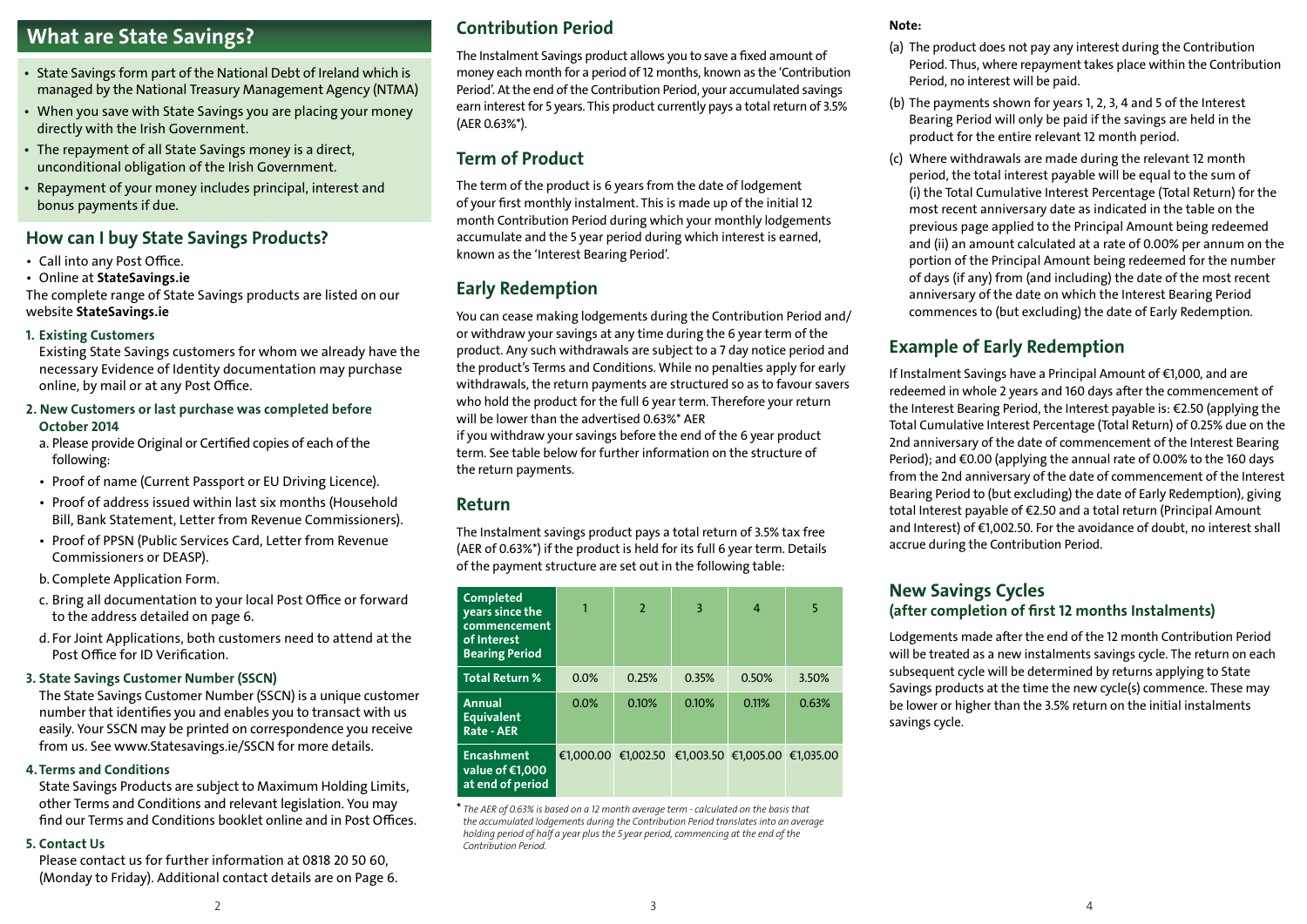## What are State Savings?

- State Savings form part of the National Debt of Ireland which is managed by the National Treasury Management Agency (NTMA)
- When you save with State Savings you are placing your money directly with the Irish Government.
- The repayment of all State Savings money is a direct, unconditional obligation of the Irish Government.
- Repayment of your money includes principal, interest and bonus payments if due.

## How can I buy State Savings Products?

- Call into any Post Office.
- Online at **StateSavings.ie**

The complete range of State Savings products are listed on our website **StateSavings.ie**

**1. Existing Customers**

Existing State Savings customers for whom we already have the necessary Evidence of Identity documentation may purchase online, by mail or at any Post Office.

**2. New Customers or last purchase was completed before October 2014**

a. Please provide Original or Certified copies of each of the following:

- Proof of name (Current Passport or EU Driving Licence).
- Proof of address issued within last six months (Household Bill, Bank Statement, Letter from Revenue Commissioners).
- Proof of PPSN (Public Services Card, Letter from Revenue Commissioners or DEASP).

b. Complete Application Form.

c. Bring all documentation to your local Post Office or forward to the address detailed on page 6.

d. For Joint Applications, both customers need to attend at the Post Office for ID Verification.

**3. State Savings Customer Number (SSCN)**

The State Savings Customer Number (SSCN) is a unique customer number that identifies you and enables you to transact with us easily. Your SSCN may be printed on correspondence you receive from us. See www.Statesavings.ie/SSCN for more details.

**4. Terms and Conditions**

State Savings Products are subject to Maximum Holding Limits, other Terms and Conditions and relevant legislation. You may find our Terms and Conditions booklet online and in Post Offices.

**5. Contact Us**

Please contact us for further information at 0818 20 50 60, (Monday to Friday). Additional contact details are on Page 6.

## Contribution Period

The Instalment Savings product allows you to save a fixed amount of money each month for a period of 12 months, known as the 'Contribution Period'. At the end of the Contribution Period, your accumulated savings earn interest for 5 years. This product currently pays a total return of 3.5% (AER 0.63%*).

## Term of Product

The term of the product is 6 years from the date of lodgement of your first monthly instalment. This is made up of the initial 12 month Contribution Period during which your monthly lodgements accumulate and the 5 year period during which interest is earned, known as the 'Interest Bearing Period'.

## Early Redemption

You can cease making lodgements during the Contribution Period and/or withdraw your savings at any time during the 6 year term of the product. Any such withdrawals are subject to a 7 day notice period and the product's Terms and Conditions. While no penalties apply for early withdrawals, the return payments are structured so as to favour savers who hold the product for the full 6 year term. Therefore your return will be lower than the advertised 0.63%* AER if you withdraw your savings before the end of the 6 year product term. See table below for further information on the structure of the return payments.

## Return

The Instalment savings product pays a total return of 3.5% tax free (AER of 0.63%*) if the product is held for its full 6 year term. Details of the payment structure are set out in the following table:

| Completed years since the commencement of Interest Bearing Period | 1 | 2 | 3 | 4 | 5 |
|---|---|---|---|---|---|
| Total Return % | 0.0% | 0.25% | 0.35% | 0.50% | 3.50% |
| Annual Equivalent Rate - AER | 0.0% | 0.10% | 0.10% | 0.11% | 0.63% |
| Encashment value of €1,000 at end of period | €1,000.00 | €1,002.50 | €1,003.50 | €1,005.00 | €1,035.00 |

*\* The AER of 0.63% is based on a 12 month average term - calculated on the basis that the accumulated lodgements during the Contribution Period translates into an average holding period of half a year plus the 5 year period, commencing at the end of the Contribution Period.*

**Note:**

(a) The product does not pay any interest during the Contribution Period. Thus, where repayment takes place within the Contribution Period, no interest will be paid.

(b) The payments shown for years 1, 2, 3, 4 and 5 of the Interest Bearing Period will only be paid if the savings are held in the product for the entire relevant 12 month period.

(c) Where withdrawals are made during the relevant 12 month period, the total interest payable will be equal to the sum of (i) the Total Cumulative Interest Percentage (Total Return) for the most recent anniversary date as indicated in the table on the previous page applied to the Principal Amount being redeemed and (ii) an amount calculated at a rate of 0.00% per annum on the portion of the Principal Amount being redeemed for the number of days (if any) from (and including) the date of the most recent anniversary of the date on which the Interest Bearing Period commences to (but excluding) the date of Early Redemption.

## Example of Early Redemption

If Instalment Savings have a Principal Amount of €1,000, and are redeemed in whole 2 years and 160 days after the commencement of the Interest Bearing Period, the Interest payable is: €2.50 (applying the Total Cumulative Interest Percentage (Total Return) of 0.25% due on the 2nd anniversary of the date of commencement of the Interest Bearing Period); and €0.00 (applying the annual rate of 0.00% to the 160 days from the 2nd anniversary of the date of commencement of the Interest Bearing Period to (but excluding) the date of Early Redemption), giving total Interest payable of €2.50 and a total return (Principal Amount and Interest) of €1,002.50. For the avoidance of doubt, no interest shall accrue during the Contribution Period.

## New Savings Cycles
### (after completion of first 12 months Instalments)

Lodgements made after the end of the 12 month Contribution Period will be treated as a new instalments savings cycle. The return on each subsequent cycle will be determined by returns applying to State Savings products at the time the new cycle(s) commence. These may be lower or higher than the 3.5% return on the initial instalments savings cycle.